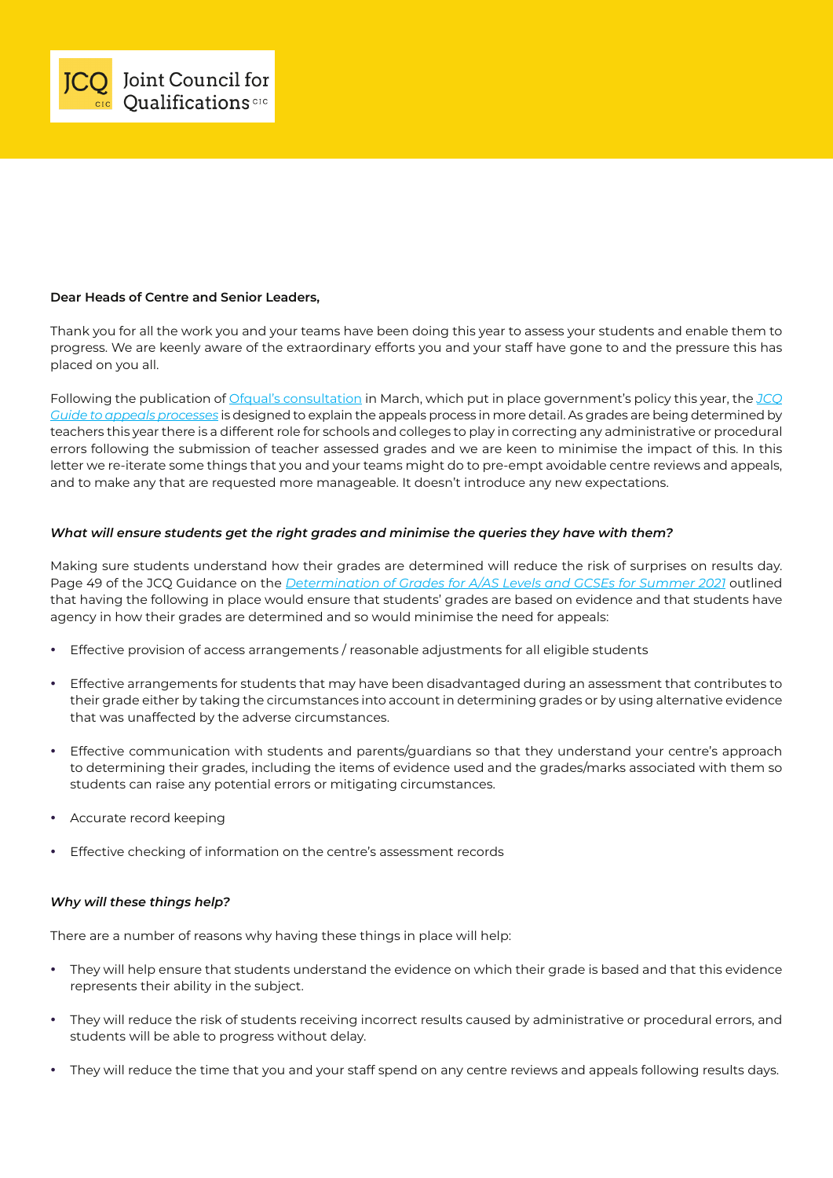**Dear Heads of Centre and Senior Leaders,**

Thank you for all the work you and your teams have been doing this year to assess your students and enable them to progress. We are keenly aware of the extraordinary efforts you and your staff have gone to and the pressure this has placed on you all.

Following the publication of [Ofqual's consultation] in March, which put in place government's policy this year, the *[JCQ Guide to appeals processes]* is designed to explain the appeals process in more detail. As grades are being determined by teachers this year there is a different role for schools and colleges to play in correcting any administrative or procedural errors following the submission of teacher assessed grades and we are keen to minimise the impact of this. In this letter we re-iterate some things that you and your teams might do to pre-empt avoidable centre reviews and appeals, and to make any that are requested more manageable. It doesn't introduce any new expectations.

***What will ensure students get the right grades and minimise the queries they have with them?***

Making sure students understand how their grades are determined will reduce the risk of surprises on results day. Page 49 of the JCQ Guidance on the *[Determination of Grades for A/AS Levels and GCSEs for Summer 2021]* outlined that having the following in place would ensure that students' grades are based on evidence and that students have agency in how their grades are determined and so would minimise the need for appeals:

- Effective provision of access arrangements / reasonable adjustments for all eligible students
- Effective arrangements for students that may have been disadvantaged during an assessment that contributes to their grade either by taking the circumstances into account in determining grades or by using alternative evidence that was unaffected by the adverse circumstances.
- Effective communication with students and parents/guardians so that they understand your centre's approach to determining their grades, including the items of evidence used and the grades/marks associated with them so students can raise any potential errors or mitigating circumstances.
- Accurate record keeping
- Effective checking of information on the centre's assessment records

***Why will these things help?***

There are a number of reasons why having these things in place will help:

- They will help ensure that students understand the evidence on which their grade is based and that this evidence represents their ability in the subject.
- They will reduce the risk of students receiving incorrect results caused by administrative or procedural errors, and students will be able to progress without delay.
- They will reduce the time that you and your staff spend on any centre reviews and appeals following results days.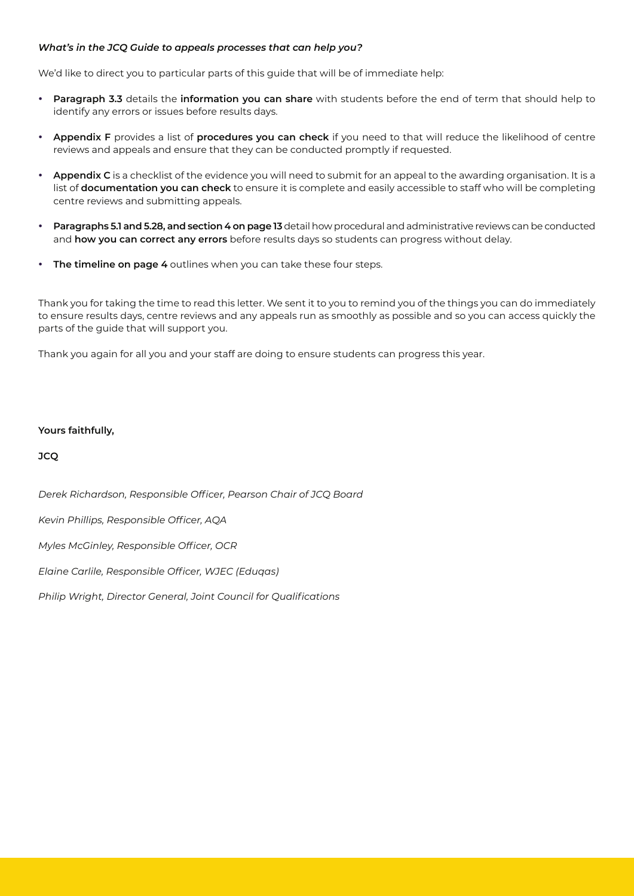***What's in the JCQ Guide to appeals processes that can help you?***

We'd like to direct you to particular parts of this guide that will be of immediate help:

- **Paragraph 3.3** details the **information you can share** with students before the end of term that should help to identify any errors or issues before results days.
- **Appendix F** provides a list of **procedures you can check** if you need to that will reduce the likelihood of centre reviews and appeals and ensure that they can be conducted promptly if requested.
- **Appendix C** is a checklist of the evidence you will need to submit for an appeal to the awarding organisation. It is a list of **documentation you can check** to ensure it is complete and easily accessible to staff who will be completing centre reviews and submitting appeals.
- **Paragraphs 5.1 and 5.28, and section 4 on page 13** detail how procedural and administrative reviews can be conducted and **how you can correct any errors** before results days so students can progress without delay.
- **The timeline on page 4** outlines when you can take these four steps.

Thank you for taking the time to read this letter. We sent it to you to remind you of the things you can do immediately to ensure results days, centre reviews and any appeals run as smoothly as possible and so you can access quickly the parts of the guide that will support you.

Thank you again for all you and your staff are doing to ensure students can progress this year.

**Yours faithfully,**

**JCQ**

*Derek Richardson, Responsible Officer, Pearson Chair of JCQ Board*

*Kevin Phillips, Responsible Officer, AQA*

*Myles McGinley, Responsible Officer, OCR*

*Elaine Carlile, Responsible Officer, WJEC (Eduqas)*

*Philip Wright, Director General, Joint Council for Qualifications*